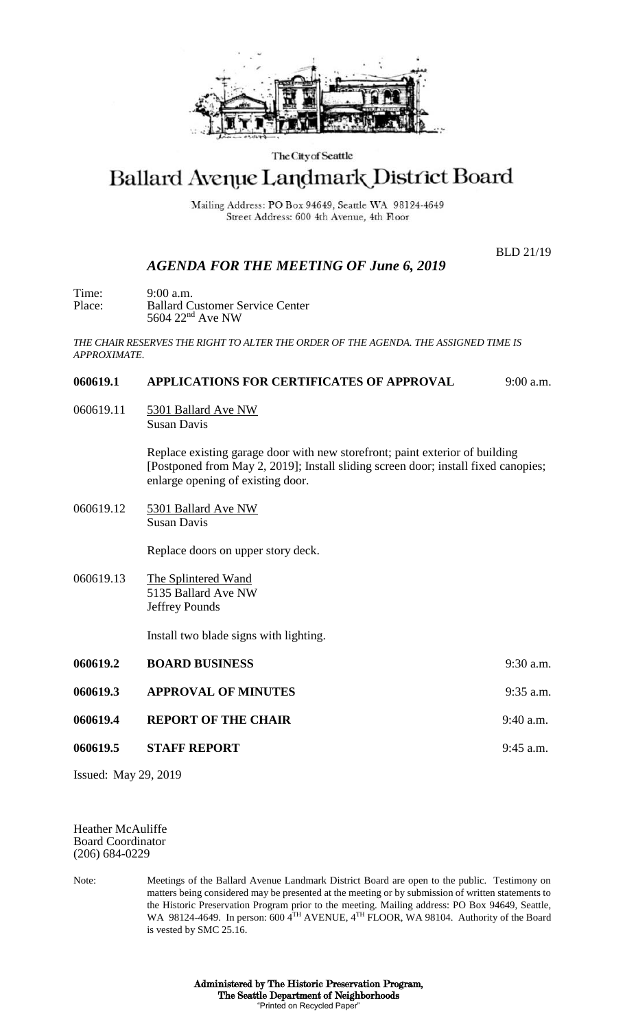The City of Seattle

# Ballard Avenue Landmark District Board

Mailing Address: PO Box 94649, Seattle WA 98124-4649
Street Address: 600 4th Avenue, 4th Floor

BLD 21/19

## *AGENDA FOR THE MEETING OF June 6, 2019*

Time: 9:00 a.m.
Place: Ballard Customer Service Center
5604 22nd Ave NW

*THE CHAIR RESERVES THE RIGHT TO ALTER THE ORDER OF THE AGENDA. THE ASSIGNED TIME IS APPROXIMATE.*

**060619.1 APPLICATIONS FOR CERTIFICATES OF APPROVAL** 9:00 a.m.

060619.11 5301 Ballard Ave NW
Susan Davis

Replace existing garage door with new storefront; paint exterior of building [Postponed from May 2, 2019]; Install sliding screen door; install fixed canopies; enlarge opening of existing door.

060619.12 5301 Ballard Ave NW
Susan Davis

Replace doors on upper story deck.

060619.13 The Splintered Wand
5135 Ballard Ave NW
Jeffrey Pounds

Install two blade signs with lighting.

**060619.2 BOARD BUSINESS** 9:30 a.m.

**060619.3 APPROVAL OF MINUTES** 9:35 a.m.

**060619.4 REPORT OF THE CHAIR** 9:40 a.m.

**060619.5 STAFF REPORT** 9:45 a.m.

Issued: May 29, 2019

Heather McAuliffe
Board Coordinator
(206) 684-0229

Note: Meetings of the Ballard Avenue Landmark District Board are open to the public. Testimony on matters being considered may be presented at the meeting or by submission of written statements to the Historic Preservation Program prior to the meeting. Mailing address: PO Box 94649, Seattle, WA 98124-4649. In person: 600 4TH AVENUE, 4TH FLOOR, WA 98104. Authority of the Board is vested by SMC 25.16.

**Administered by The Historic Preservation Program,**
**The Seattle Department of Neighborhoods**
"Printed on Recycled Paper"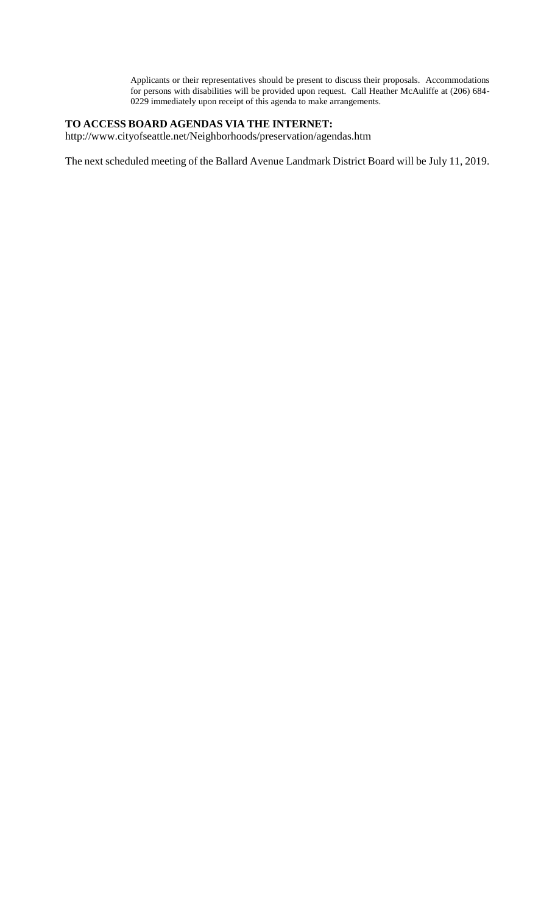Applicants or their representatives should be present to discuss their proposals. Accommodations for persons with disabilities will be provided upon request. Call Heather McAuliffe at (206) 684-0229 immediately upon receipt of this agenda to make arrangements.

**TO ACCESS BOARD AGENDAS VIA THE INTERNET:**
http://www.cityofseattle.net/Neighborhoods/preservation/agendas.htm

The next scheduled meeting of the Ballard Avenue Landmark District Board will be July 11, 2019.